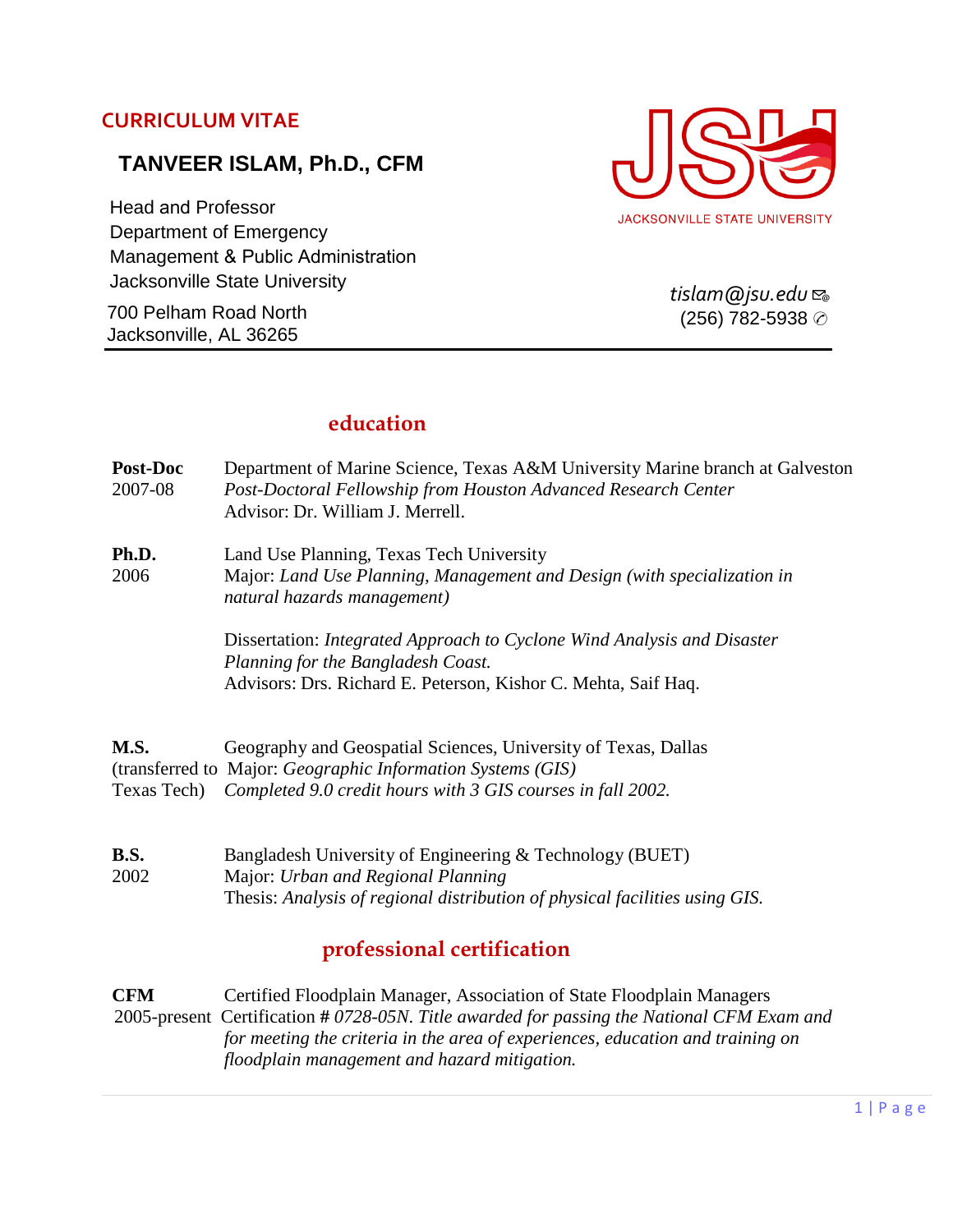# CURRICULUM VITAE

## TANVEER ISLAM, Ph.D., CFM

Head and Professor
Department of Emergency Management & Public Administration
Jacksonville State University

700 Pelham Road North
Jacksonville, AL 36265

JACKSONVILLE STATE UNIVERSITY

*tislam@jsu.edu*
(256) 782-5938

---

## education

**Post-Doc** 2007-08
Department of Marine Science, Texas A&M University Marine branch at Galveston
*Post-Doctoral Fellowship from Houston Advanced Research Center*
Advisor: Dr. William J. Merrell.

**Ph.D.** 2006
Land Use Planning, Texas Tech University
Major: *Land Use Planning, Management and Design (with specialization in natural hazards management)*

Dissertation: *Integrated Approach to Cyclone Wind Analysis and Disaster Planning for the Bangladesh Coast.*
Advisors: Drs. Richard E. Peterson, Kishor C. Mehta, Saif Haq.

**M.S.** (transferred to Texas Tech)
Geography and Geospatial Sciences, University of Texas, Dallas
Major: *Geographic Information Systems (GIS)*
*Completed 9.0 credit hours with 3 GIS courses in fall 2002.*

**B.S.** 2002
Bangladesh University of Engineering & Technology (BUET)
Major: *Urban and Regional Planning*
Thesis: *Analysis of regional distribution of physical facilities using GIS.*

## professional certification

**CFM** 2005-present
Certified Floodplain Manager, Association of State Floodplain Managers
Certification # *0728-05N. Title awarded for passing the National CFM Exam and for meeting the criteria in the area of experiences, education and training on floodplain management and hazard mitigation.*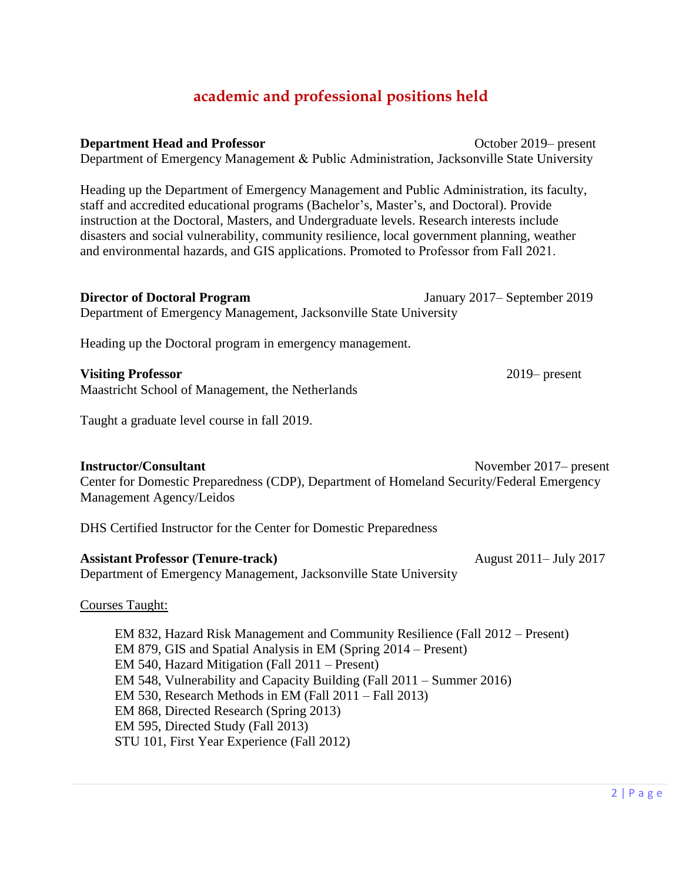## academic and professional positions held

**Department Head and Professor** October 2019– present
Department of Emergency Management & Public Administration, Jacksonville State University

Heading up the Department of Emergency Management and Public Administration, its faculty, staff and accredited educational programs (Bachelor's, Master's, and Doctoral). Provide instruction at the Doctoral, Masters, and Undergraduate levels. Research interests include disasters and social vulnerability, community resilience, local government planning, weather and environmental hazards, and GIS applications. Promoted to Professor from Fall 2021.

**Director of Doctoral Program** January 2017– September 2019
Department of Emergency Management, Jacksonville State University

Heading up the Doctoral program in emergency management.

**Visiting Professor** 2019– present
Maastricht School of Management, the Netherlands

Taught a graduate level course in fall 2019.

**Instructor/Consultant** November 2017– present
Center for Domestic Preparedness (CDP), Department of Homeland Security/Federal Emergency Management Agency/Leidos

DHS Certified Instructor for the Center for Domestic Preparedness

**Assistant Professor (Tenure-track)** August 2011– July 2017
Department of Emergency Management, Jacksonville State University

<u>Courses Taught:</u>

- EM 832, Hazard Risk Management and Community Resilience (Fall 2012 – Present)
- EM 879, GIS and Spatial Analysis in EM (Spring 2014 – Present)
- EM 540, Hazard Mitigation (Fall 2011 – Present)
- EM 548, Vulnerability and Capacity Building (Fall 2011 – Summer 2016)
- EM 530, Research Methods in EM (Fall 2011 – Fall 2013)
- EM 868, Directed Research (Spring 2013)
- EM 595, Directed Study (Fall 2013)
- STU 101, First Year Experience (Fall 2012)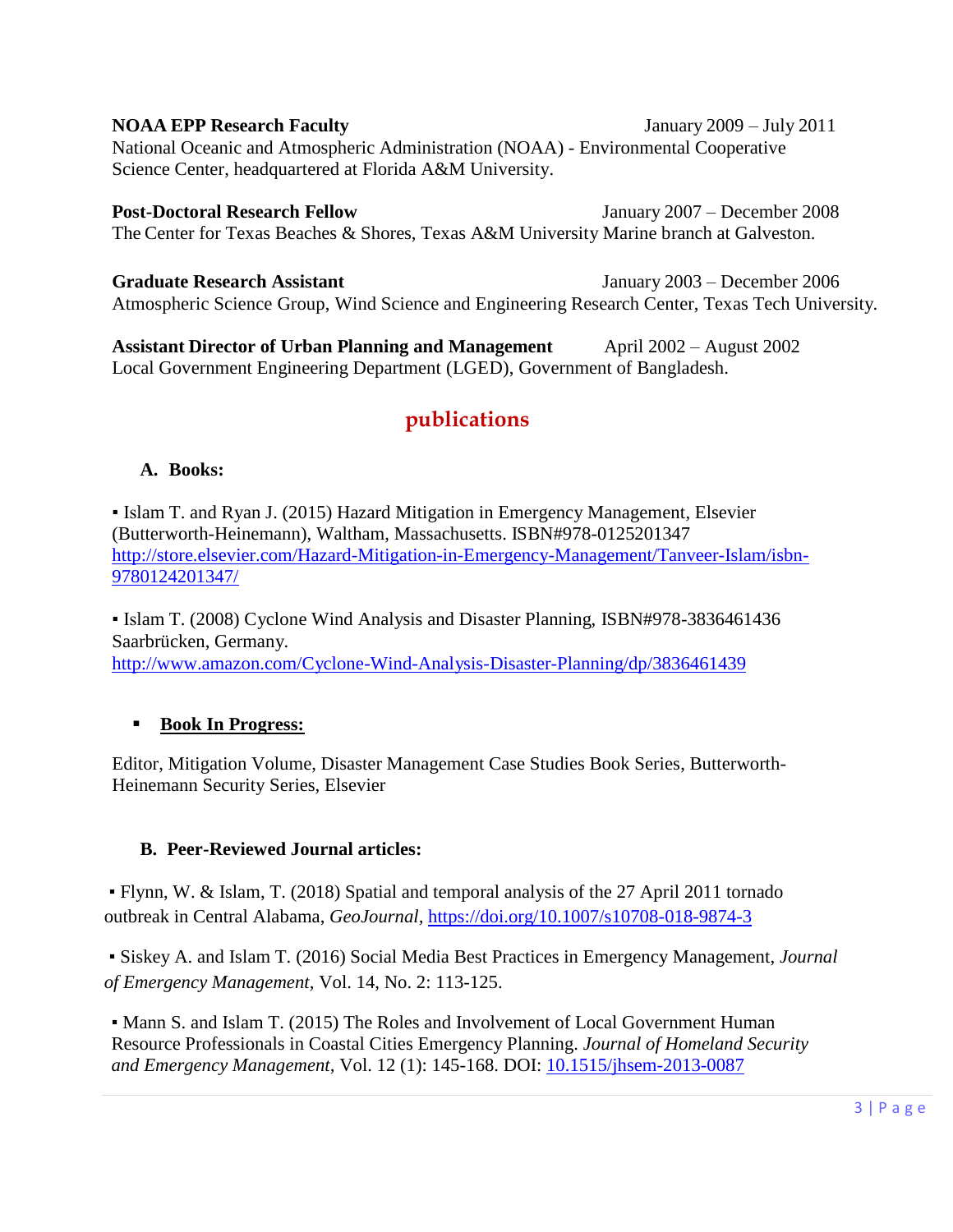**NOAA EPP Research Faculty** January 2009 – July 2011
National Oceanic and Atmospheric Administration (NOAA) - Environmental Cooperative Science Center, headquartered at Florida A&M University.

**Post-Doctoral Research Fellow** January 2007 – December 2008
The Center for Texas Beaches & Shores, Texas A&M University Marine branch at Galveston.

**Graduate Research Assistant** January 2003 – December 2006
Atmospheric Science Group, Wind Science and Engineering Research Center, Texas Tech University.

**Assistant Director of Urban Planning and Management** April 2002 – August 2002
Local Government Engineering Department (LGED), Government of Bangladesh.

## publications

### A. Books:

▪ Islam T. and Ryan J. (2015) Hazard Mitigation in Emergency Management, Elsevier (Butterworth-Heinemann), Waltham, Massachusetts. ISBN#978-0125201347
http://store.elsevier.com/Hazard-Mitigation-in-Emergency-Management/Tanveer-Islam/isbn-9780124201347/

▪ Islam T. (2008) Cyclone Wind Analysis and Disaster Planning, ISBN#978-3836461436 Saarbrücken, Germany.
http://www.amazon.com/Cyclone-Wind-Analysis-Disaster-Planning/dp/3836461439

- **Book In Progress:**

Editor, Mitigation Volume, Disaster Management Case Studies Book Series, Butterworth-Heinemann Security Series, Elsevier

### B. Peer-Reviewed Journal articles:

▪ Flynn, W. & Islam, T. (2018) Spatial and temporal analysis of the 27 April 2011 tornado outbreak in Central Alabama, *GeoJournal*, https://doi.org/10.1007/s10708-018-9874-3

▪ Siskey A. and Islam T. (2016) Social Media Best Practices in Emergency Management, *Journal of Emergency Management*, Vol. 14, No. 2: 113-125.

▪ Mann S. and Islam T. (2015) The Roles and Involvement of Local Government Human Resource Professionals in Coastal Cities Emergency Planning. *Journal of Homeland Security and Emergency Management*, Vol. 12 (1): 145-168. DOI: 10.1515/jhsem-2013-0087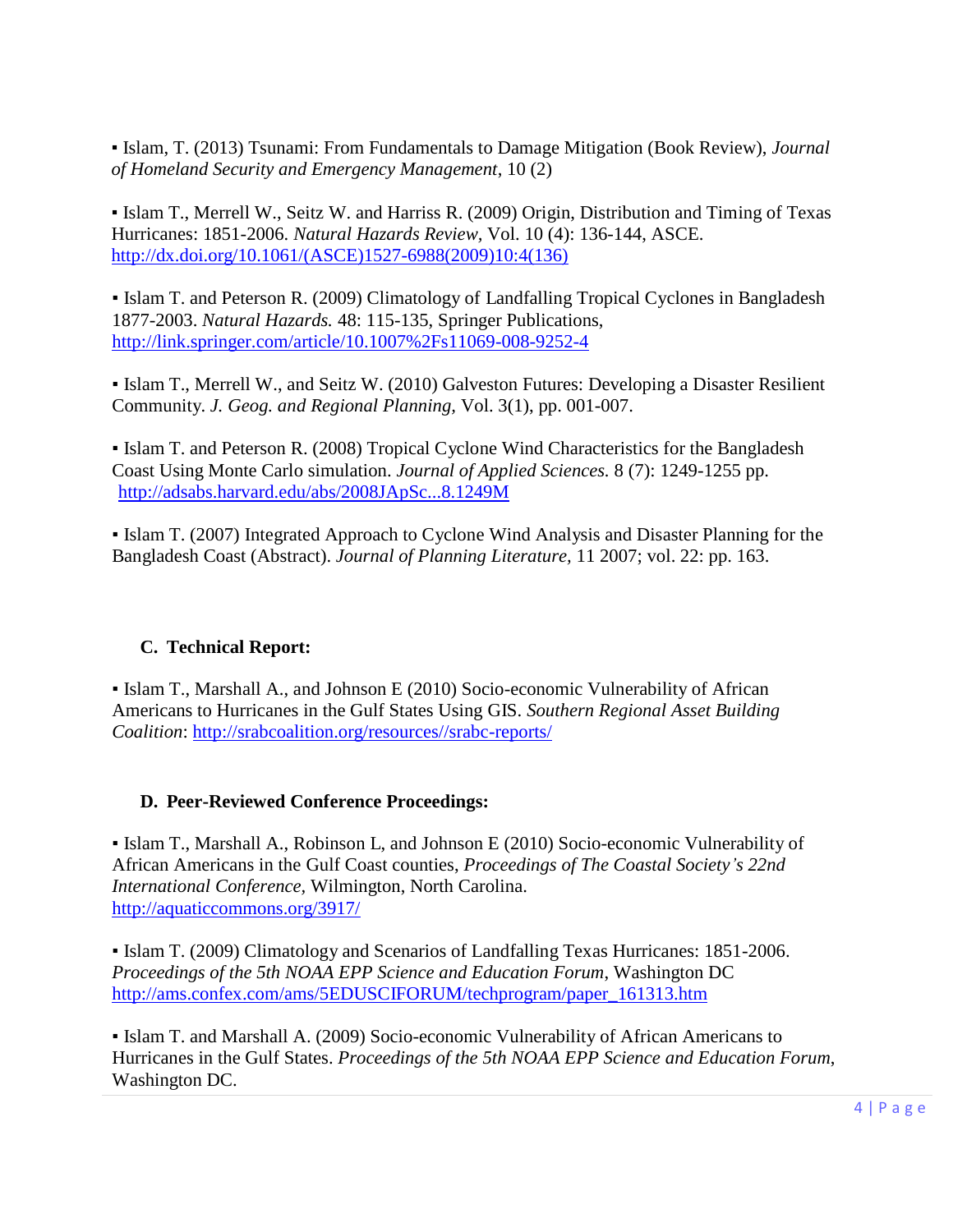▪ Islam, T. (2013) Tsunami: From Fundamentals to Damage Mitigation (Book Review), *Journal of Homeland Security and Emergency Management*, 10 (2)

▪ Islam T., Merrell W., Seitz W. and Harriss R. (2009) Origin, Distribution and Timing of Texas Hurricanes: 1851-2006. *Natural Hazards Review*, Vol. 10 (4): 136-144, ASCE. http://dx.doi.org/10.1061/(ASCE)1527-6988(2009)10:4(136)

▪ Islam T. and Peterson R. (2009) Climatology of Landfalling Tropical Cyclones in Bangladesh 1877-2003. *Natural Hazards.* 48: 115-135, Springer Publications, http://link.springer.com/article/10.1007%2Fs11069-008-9252-4

▪ Islam T., Merrell W., and Seitz W. (2010) Galveston Futures: Developing a Disaster Resilient Community. *J. Geog. and Regional Planning,* Vol. 3(1), pp. 001-007.

▪ Islam T. and Peterson R. (2008) Tropical Cyclone Wind Characteristics for the Bangladesh Coast Using Monte Carlo simulation. *Journal of Applied Sciences.* 8 (7): 1249-1255 pp. http://adsabs.harvard.edu/abs/2008JApSc...8.1249M

▪ Islam T. (2007) Integrated Approach to Cyclone Wind Analysis and Disaster Planning for the Bangladesh Coast (Abstract). *Journal of Planning Literature*, 11 2007; vol. 22: pp. 163.

### C. Technical Report:

▪ Islam T., Marshall A., and Johnson E (2010) Socio-economic Vulnerability of African Americans to Hurricanes in the Gulf States Using GIS. *Southern Regional Asset Building Coalition*: http://srabcoalition.org/resources//srabc-reports/

### D. Peer-Reviewed Conference Proceedings:

▪ Islam T., Marshall A., Robinson L, and Johnson E (2010) Socio-economic Vulnerability of African Americans in the Gulf Coast counties, *Proceedings of The Coastal Society's 22nd International Conference,* Wilmington, North Carolina. http://aquaticcommons.org/3917/

▪ Islam T. (2009) Climatology and Scenarios of Landfalling Texas Hurricanes: 1851-2006. *Proceedings of the 5th NOAA EPP Science and Education Forum*, Washington DC http://ams.confex.com/ams/5EDUSCIFORUM/techprogram/paper_161313.htm

▪ Islam T. and Marshall A. (2009) Socio-economic Vulnerability of African Americans to Hurricanes in the Gulf States. *Proceedings of the 5th NOAA EPP Science and Education Forum*, Washington DC.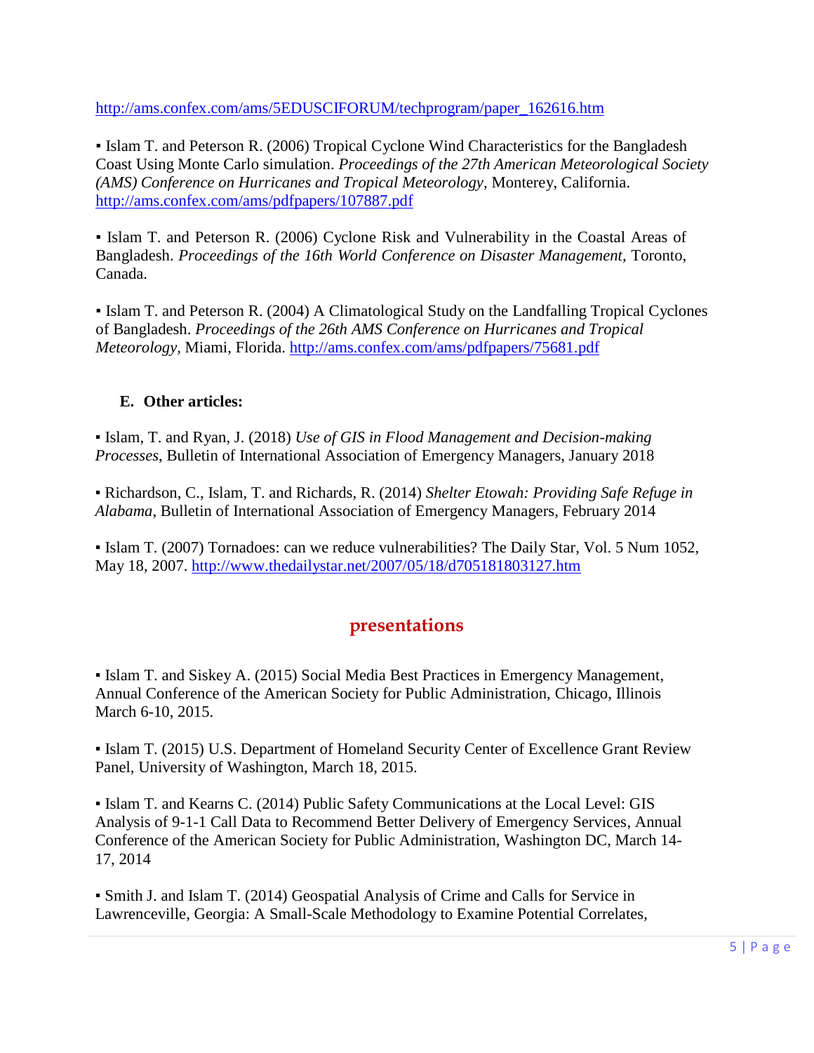http://ams.confex.com/ams/5EDUSCIFORUM/techprogram/paper_162616.htm

▪ Islam T. and Peterson R. (2006) Tropical Cyclone Wind Characteristics for the Bangladesh Coast Using Monte Carlo simulation. *Proceedings of the 27th American Meteorological Society (AMS) Conference on Hurricanes and Tropical Meteorology*, Monterey, California. http://ams.confex.com/ams/pdfpapers/107887.pdf

▪ Islam T. and Peterson R. (2006) Cyclone Risk and Vulnerability in the Coastal Areas of Bangladesh. *Proceedings of the 16th World Conference on Disaster Management*, Toronto, Canada.

▪ Islam T. and Peterson R. (2004) A Climatological Study on the Landfalling Tropical Cyclones of Bangladesh. *Proceedings of the 26th AMS Conference on Hurricanes and Tropical Meteorology*, Miami, Florida. http://ams.confex.com/ams/pdfpapers/75681.pdf

### E. Other articles:

▪ Islam, T. and Ryan, J. (2018) *Use of GIS in Flood Management and Decision-making Processes*, Bulletin of International Association of Emergency Managers, January 2018

▪ Richardson, C., Islam, T. and Richards, R. (2014) *Shelter Etowah: Providing Safe Refuge in Alabama*, Bulletin of International Association of Emergency Managers, February 2014

▪ Islam T. (2007) Tornadoes: can we reduce vulnerabilities? The Daily Star, Vol. 5 Num 1052, May 18, 2007. http://www.thedailystar.net/2007/05/18/d705181803127.htm

## presentations

▪ Islam T. and Siskey A. (2015) Social Media Best Practices in Emergency Management, Annual Conference of the American Society for Public Administration, Chicago, Illinois March 6-10, 2015.

▪ Islam T. (2015) U.S. Department of Homeland Security Center of Excellence Grant Review Panel, University of Washington, March 18, 2015.

▪ Islam T. and Kearns C. (2014) Public Safety Communications at the Local Level: GIS Analysis of 9-1-1 Call Data to Recommend Better Delivery of Emergency Services, Annual Conference of the American Society for Public Administration, Washington DC, March 14-17, 2014

▪ Smith J. and Islam T. (2014) Geospatial Analysis of Crime and Calls for Service in Lawrenceville, Georgia: A Small-Scale Methodology to Examine Potential Correlates,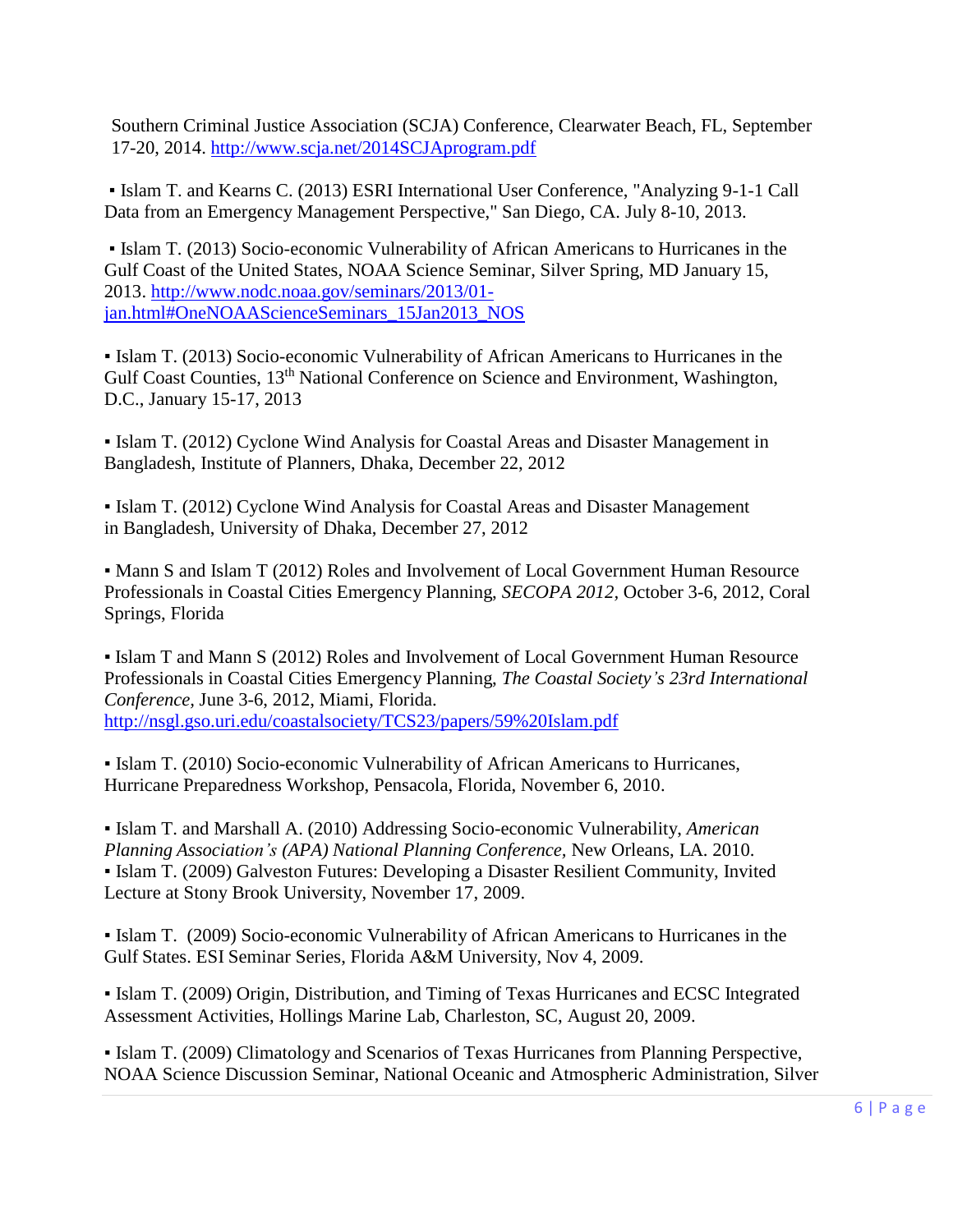Southern Criminal Justice Association (SCJA) Conference, Clearwater Beach, FL, September 17-20, 2014. http://www.scja.net/2014SCJAprogram.pdf

▪ Islam T. and Kearns C. (2013) ESRI International User Conference, "Analyzing 9-1-1 Call Data from an Emergency Management Perspective," San Diego, CA. July 8-10, 2013.

▪ Islam T. (2013) Socio-economic Vulnerability of African Americans to Hurricanes in the Gulf Coast of the United States, NOAA Science Seminar, Silver Spring, MD January 15, 2013. http://www.nodc.noaa.gov/seminars/2013/01-jan.html#OneNOAAScienceSeminars_15Jan2013_NOS

▪ Islam T. (2013) Socio-economic Vulnerability of African Americans to Hurricanes in the Gulf Coast Counties, 13th National Conference on Science and Environment, Washington, D.C., January 15-17, 2013

▪ Islam T. (2012) Cyclone Wind Analysis for Coastal Areas and Disaster Management in Bangladesh, Institute of Planners, Dhaka, December 22, 2012

▪ Islam T. (2012) Cyclone Wind Analysis for Coastal Areas and Disaster Management in Bangladesh, University of Dhaka, December 27, 2012

▪ Mann S and Islam T (2012) Roles and Involvement of Local Government Human Resource Professionals in Coastal Cities Emergency Planning, *SECOPA 2012,* October 3-6, 2012, Coral Springs, Florida

▪ Islam T and Mann S (2012) Roles and Involvement of Local Government Human Resource Professionals in Coastal Cities Emergency Planning, *The Coastal Society's 23rd International Conference,* June 3-6, 2012, Miami, Florida. http://nsgl.gso.uri.edu/coastalsociety/TCS23/papers/59%20Islam.pdf

▪ Islam T. (2010) Socio-economic Vulnerability of African Americans to Hurricanes, Hurricane Preparedness Workshop, Pensacola, Florida, November 6, 2010.

▪ Islam T. and Marshall A. (2010) Addressing Socio-economic Vulnerability, *American Planning Association's (APA) National Planning Conference,* New Orleans, LA. 2010.

▪ Islam T. (2009) Galveston Futures: Developing a Disaster Resilient Community, Invited Lecture at Stony Brook University, November 17, 2009.

▪ Islam T. (2009) Socio-economic Vulnerability of African Americans to Hurricanes in the Gulf States. ESI Seminar Series, Florida A&M University, Nov 4, 2009.

▪ Islam T. (2009) Origin, Distribution, and Timing of Texas Hurricanes and ECSC Integrated Assessment Activities, Hollings Marine Lab, Charleston, SC, August 20, 2009.

▪ Islam T. (2009) Climatology and Scenarios of Texas Hurricanes from Planning Perspective, NOAA Science Discussion Seminar, National Oceanic and Atmospheric Administration, Silver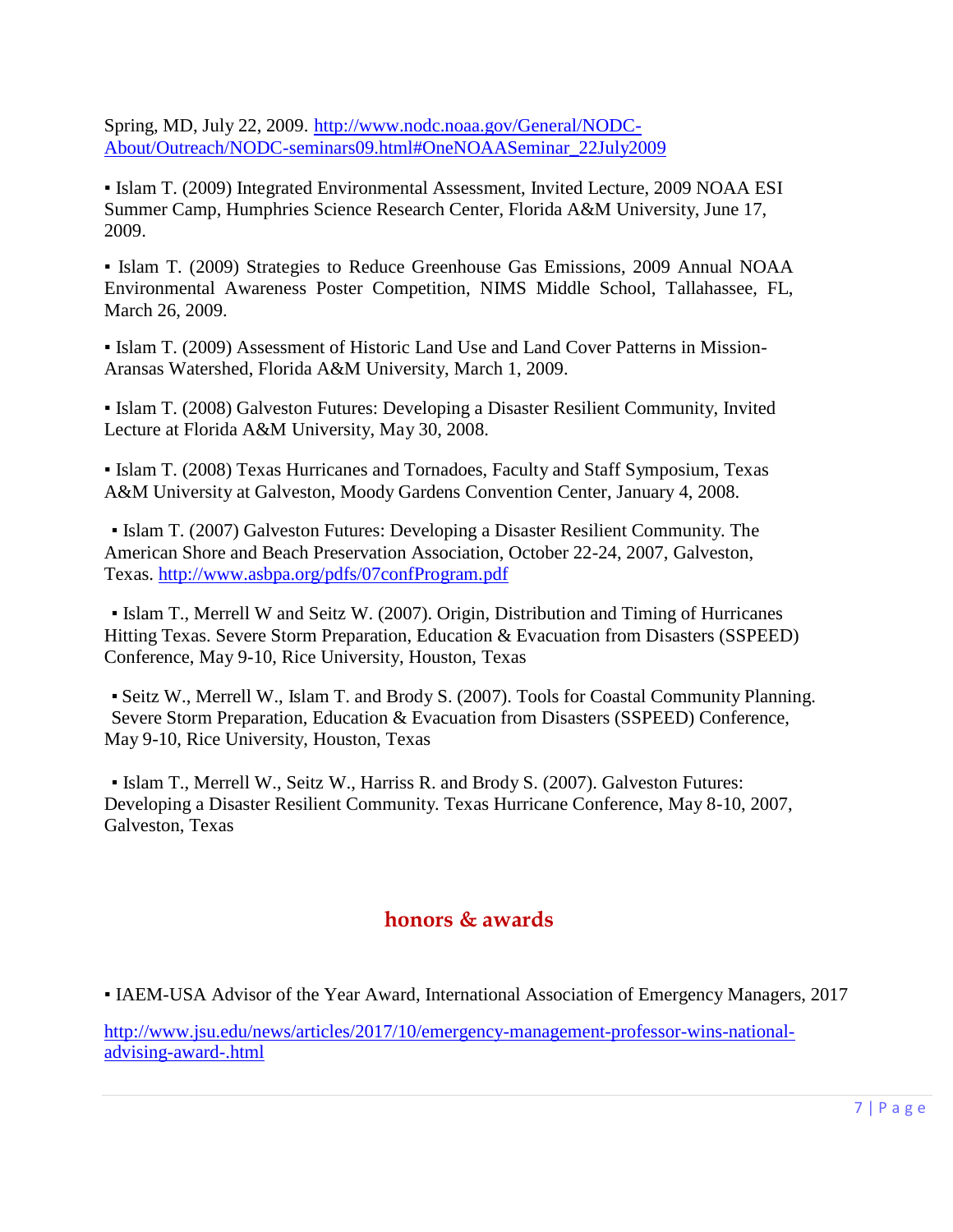Spring, MD, July 22, 2009. http://www.nodc.noaa.gov/General/NODC-About/Outreach/NODC-seminars09.html#OneNOAASeminar_22July2009

▪ Islam T. (2009) Integrated Environmental Assessment, Invited Lecture, 2009 NOAA ESI Summer Camp, Humphries Science Research Center, Florida A&M University, June 17, 2009.

▪ Islam T. (2009) Strategies to Reduce Greenhouse Gas Emissions, 2009 Annual NOAA Environmental Awareness Poster Competition, NIMS Middle School, Tallahassee, FL, March 26, 2009.

▪ Islam T. (2009) Assessment of Historic Land Use and Land Cover Patterns in Mission-Aransas Watershed, Florida A&M University, March 1, 2009.

▪ Islam T. (2008) Galveston Futures: Developing a Disaster Resilient Community, Invited Lecture at Florida A&M University, May 30, 2008.

▪ Islam T. (2008) Texas Hurricanes and Tornadoes, Faculty and Staff Symposium, Texas A&M University at Galveston, Moody Gardens Convention Center, January 4, 2008.

▪ Islam T. (2007) Galveston Futures: Developing a Disaster Resilient Community. The American Shore and Beach Preservation Association, October 22-24, 2007, Galveston, Texas. http://www.asbpa.org/pdfs/07confProgram.pdf

▪ Islam T., Merrell W and Seitz W. (2007). Origin, Distribution and Timing of Hurricanes Hitting Texas. Severe Storm Preparation, Education & Evacuation from Disasters (SSPEED) Conference, May 9-10, Rice University, Houston, Texas

▪ Seitz W., Merrell W., Islam T. and Brody S. (2007). Tools for Coastal Community Planning. Severe Storm Preparation, Education & Evacuation from Disasters (SSPEED) Conference, May 9-10, Rice University, Houston, Texas

▪ Islam T., Merrell W., Seitz W., Harriss R. and Brody S. (2007). Galveston Futures: Developing a Disaster Resilient Community. Texas Hurricane Conference, May 8-10, 2007, Galveston, Texas

## honors & awards

▪ IAEM-USA Advisor of the Year Award, International Association of Emergency Managers, 2017

http://www.jsu.edu/news/articles/2017/10/emergency-management-professor-wins-national-advising-award-.html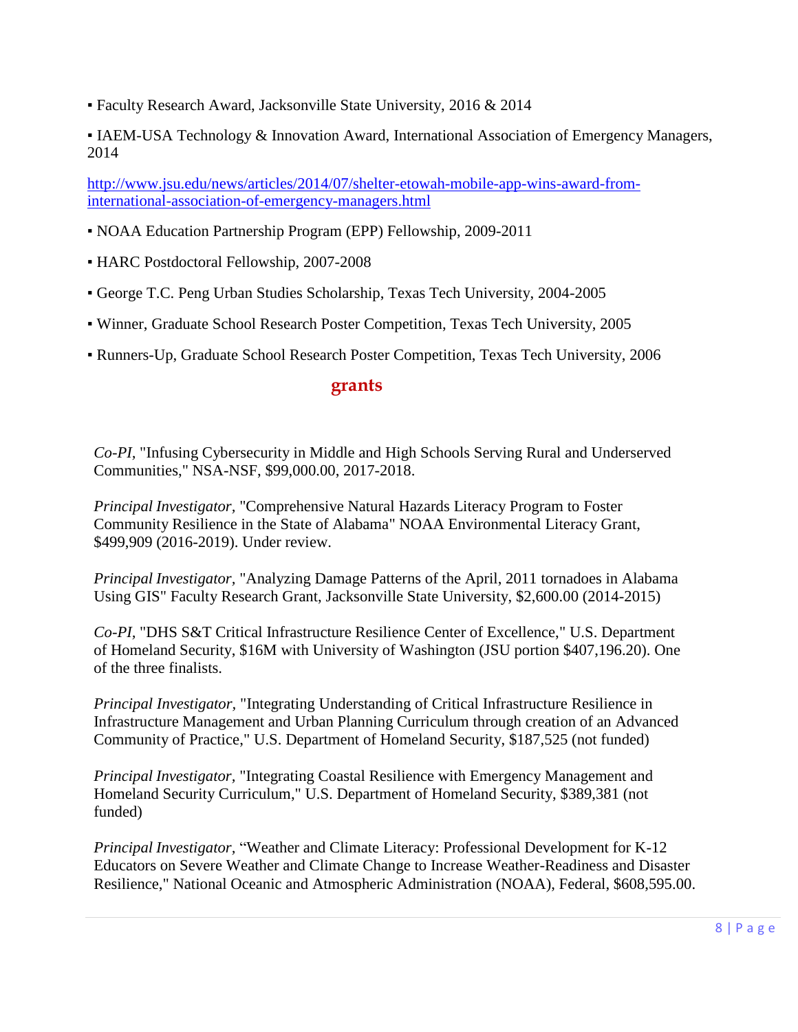▪ Faculty Research Award, Jacksonville State University, 2016 & 2014

▪ IAEM-USA Technology & Innovation Award, International Association of Emergency Managers, 2014

[http://www.jsu.edu/news/articles/2014/07/shelter-etowah-mobile-app-wins-award-from-international-association-of-emergency-managers.html](http://www.jsu.edu/news/articles/2014/07/shelter-etowah-mobile-app-wins-award-from-international-association-of-emergency-managers.html)

▪ NOAA Education Partnership Program (EPP) Fellowship, 2009-2011

▪ HARC Postdoctoral Fellowship, 2007-2008

▪ George T.C. Peng Urban Studies Scholarship, Texas Tech University, 2004-2005

▪ Winner, Graduate School Research Poster Competition, Texas Tech University, 2005

▪ Runners-Up, Graduate School Research Poster Competition, Texas Tech University, 2006

## grants

*Co-PI,* "Infusing Cybersecurity in Middle and High Schools Serving Rural and Underserved Communities," NSA-NSF, $99,000.00, 2017-2018.

*Principal Investigator,* "Comprehensive Natural Hazards Literacy Program to Foster Community Resilience in the State of Alabama" NOAA Environmental Literacy Grant, $499,909 (2016-2019). Under review.

*Principal Investigator,* "Analyzing Damage Patterns of the April, 2011 tornadoes in Alabama Using GIS" Faculty Research Grant, Jacksonville State University, $2,600.00 (2014-2015)

*Co-PI,* "DHS S&T Critical Infrastructure Resilience Center of Excellence," U.S. Department of Homeland Security, $16M with University of Washington (JSU portion $407,196.20). One of the three finalists.

*Principal Investigator,* "Integrating Understanding of Critical Infrastructure Resilience in Infrastructure Management and Urban Planning Curriculum through creation of an Advanced Community of Practice," U.S. Department of Homeland Security, $187,525 (not funded)

*Principal Investigator,* "Integrating Coastal Resilience with Emergency Management and Homeland Security Curriculum," U.S. Department of Homeland Security, $389,381 (not funded)

*Principal Investigator,* "Weather and Climate Literacy: Professional Development for K-12 Educators on Severe Weather and Climate Change to Increase Weather-Readiness and Disaster Resilience," National Oceanic and Atmospheric Administration (NOAA), Federal, $608,595.00.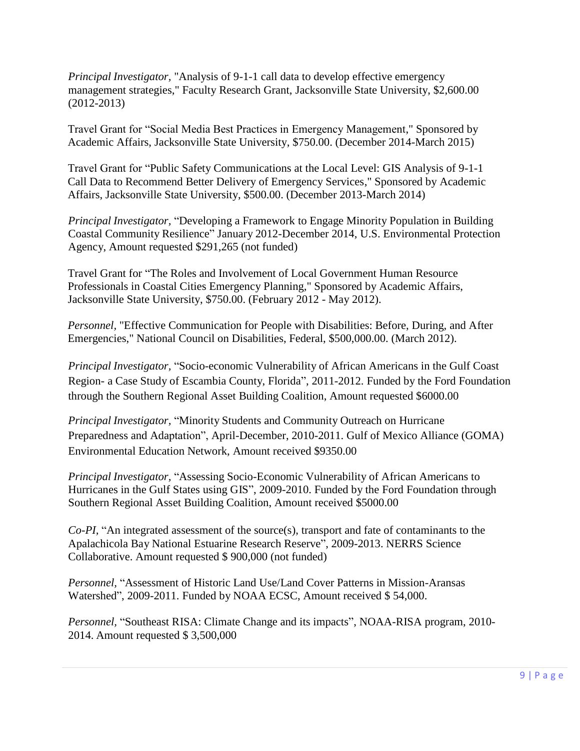*Principal Investigator*, "Analysis of 9-1-1 call data to develop effective emergency management strategies," Faculty Research Grant, Jacksonville State University, $2,600.00 (2012-2013)

Travel Grant for "Social Media Best Practices in Emergency Management," Sponsored by Academic Affairs, Jacksonville State University, $750.00. (December 2014-March 2015)

Travel Grant for "Public Safety Communications at the Local Level: GIS Analysis of 9-1-1 Call Data to Recommend Better Delivery of Emergency Services," Sponsored by Academic Affairs, Jacksonville State University, $500.00. (December 2013-March 2014)

*Principal Investigator*, "Developing a Framework to Engage Minority Population in Building Coastal Community Resilience" January 2012-December 2014, U.S. Environmental Protection Agency, Amount requested $291,265 (not funded)

Travel Grant for "The Roles and Involvement of Local Government Human Resource Professionals in Coastal Cities Emergency Planning," Sponsored by Academic Affairs, Jacksonville State University, $750.00. (February 2012 - May 2012).

*Personnel*, "Effective Communication for People with Disabilities: Before, During, and After Emergencies," National Council on Disabilities, Federal, $500,000.00. (March 2012).

*Principal Investigator*, "Socio-economic Vulnerability of African Americans in the Gulf Coast Region- a Case Study of Escambia County, Florida", 2011-2012. Funded by the Ford Foundation through the Southern Regional Asset Building Coalition, Amount requested $6000.00

*Principal Investigator*, "Minority Students and Community Outreach on Hurricane Preparedness and Adaptation", April-December, 2010-2011. Gulf of Mexico Alliance (GOMA) Environmental Education Network, Amount received $9350.00

*Principal Investigator*, "Assessing Socio-Economic Vulnerability of African Americans to Hurricanes in the Gulf States using GIS", 2009-2010. Funded by the Ford Foundation through Southern Regional Asset Building Coalition, Amount received $5000.00

*Co-PI*, "An integrated assessment of the source(s), transport and fate of contaminants to the Apalachicola Bay National Estuarine Research Reserve", 2009-2013. NERRS Science Collaborative. Amount requested $ 900,000 (not funded)

*Personnel*, "Assessment of Historic Land Use/Land Cover Patterns in Mission-Aransas Watershed", 2009-2011. Funded by NOAA ECSC, Amount received $ 54,000.

*Personnel*, "Southeast RISA: Climate Change and its impacts", NOAA-RISA program, 2010-2014. Amount requested $ 3,500,000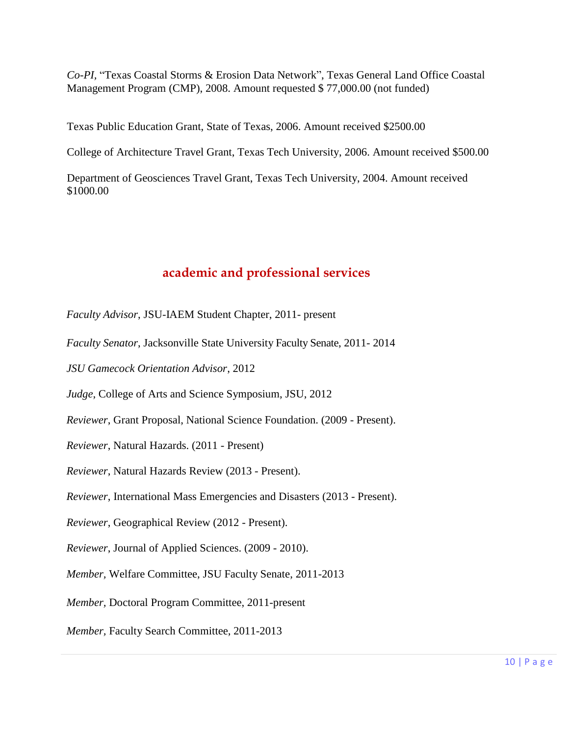*Co-PI*, "Texas Coastal Storms & Erosion Data Network", Texas General Land Office Coastal Management Program (CMP), 2008. Amount requested $ 77,000.00 (not funded)

Texas Public Education Grant, State of Texas, 2006. Amount received $2500.00

College of Architecture Travel Grant, Texas Tech University, 2006. Amount received $500.00

Department of Geosciences Travel Grant, Texas Tech University, 2004. Amount received $1000.00

## academic and professional services

*Faculty Advisor*, JSU-IAEM Student Chapter, 2011- present

*Faculty Senator*, Jacksonville State University Faculty Senate, 2011- 2014

*JSU Gamecock Orientation Advisor*, 2012

*Judge*, College of Arts and Science Symposium, JSU, 2012

*Reviewer*, Grant Proposal, National Science Foundation. (2009 - Present).

*Reviewer*, Natural Hazards. (2011 - Present)

*Reviewer*, Natural Hazards Review (2013 - Present).

*Reviewer*, International Mass Emergencies and Disasters (2013 - Present).

*Reviewer*, Geographical Review (2012 - Present).

*Reviewer*, Journal of Applied Sciences. (2009 - 2010).

*Member,* Welfare Committee, JSU Faculty Senate, 2011-2013

*Member,* Doctoral Program Committee, 2011-present

*Member,* Faculty Search Committee, 2011-2013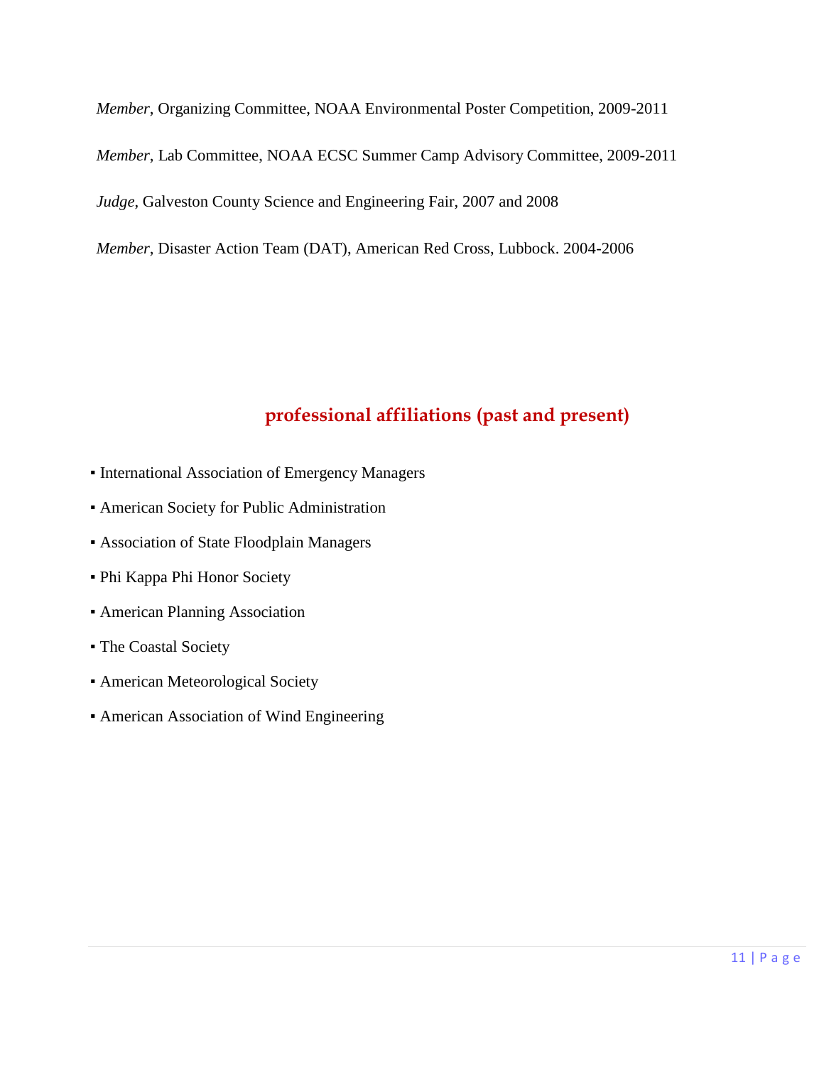*Member*, Organizing Committee, NOAA Environmental Poster Competition, 2009-2011

*Member*, Lab Committee, NOAA ECSC Summer Camp Advisory Committee, 2009-2011

*Judge*, Galveston County Science and Engineering Fair, 2007 and 2008

*Member*, Disaster Action Team (DAT), American Red Cross, Lubbock. 2004-2006

## professional affiliations (past and present)

- International Association of Emergency Managers
- American Society for Public Administration
- Association of State Floodplain Managers
- Phi Kappa Phi Honor Society
- American Planning Association
- The Coastal Society
- American Meteorological Society
- American Association of Wind Engineering